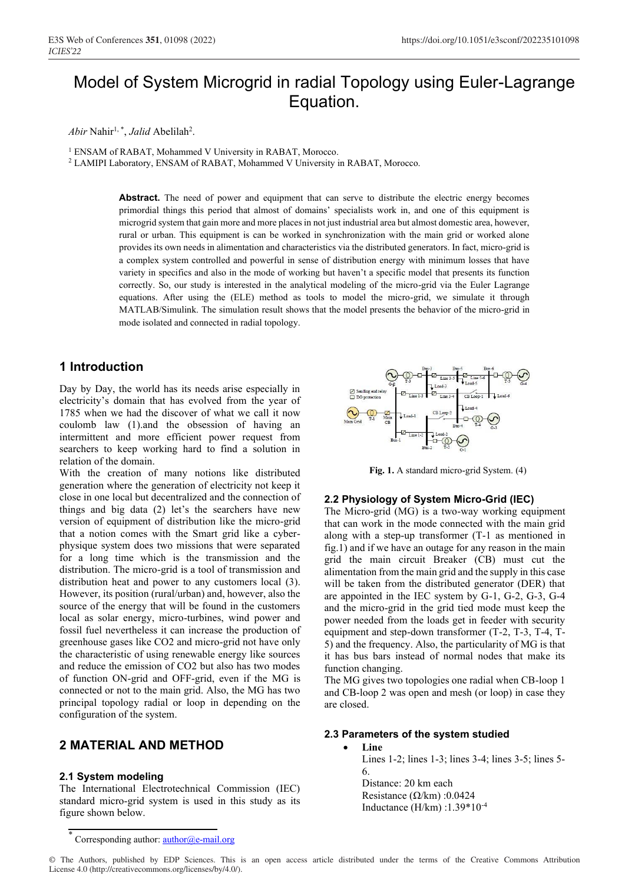# Model of System Microgrid in radial Topology using Euler-Lagrange Equation.

*Abir* Nahir[1,*], *Jalid* Abelilah[2].

[1] ENSAM of RABAT, Mohammed V University in RABAT, Morocco.

[2] LAMIPI Laboratory, ENSAM of RABAT, Mohammed V University in RABAT, Morocco.

**Abstract.** The need of power and equipment that can serve to distribute the electric energy becomes primordial things this period that almost of domains' specialists work in, and one of this equipment is microgrid system that gain more and more places in not just industrial area but almost domestic area, however, rural or urban. This equipment is can be worked in synchronization with the main grid or worked alone provides its own needs in alimentation and characteristics via the distributed generators. In fact, micro-grid is a complex system controlled and powerful in sense of distribution energy with minimum losses that have variety in specifics and also in the mode of working but haven't a specific model that presents its function correctly. So, our study is interested in the analytical modeling of the micro-grid via the Euler Lagrange equations. After using the (ELE) method as tools to model the micro-grid, we simulate it through MATLAB/Simulink. The simulation result shows that the model presents the behavior of the micro-grid in mode isolated and connected in radial topology.

## 1 Introduction

Day by Day, the world has its needs arise especially in electricity's domain that has evolved from the year of 1785 when we had the discover of what we call it now coulomb law (1).and the obsession of having an intermittent and more efficient power request from searchers to keep working hard to find a solution in relation of the domain.

With the creation of many notions like distributed generation where the generation of electricity not keep it close in one local but decentralized and the connection of things and big data (2) let's the searchers have new version of equipment of distribution like the micro-grid that a notion comes with the Smart grid like a cyber-physique system does two missions that were separated for a long time which is the transmission and the distribution. The micro-grid is a tool of transmission and distribution heat and power to any customers local (3). However, its position (rural/urban) and, however, also the source of the energy that will be found in the customers local as solar energy, micro-turbines, wind power and fossil fuel nevertheless it can increase the production of greenhouse gases like $CO_2$ and micro-grid not have only the characteristic of using renewable energy like sources and reduce the emission of $CO_2$ but also has two modes of function ON-grid and OFF-grid, even if the MG is connected or not to the main grid. Also, the MG has two principal topology radial or loop in depending on the configuration of the system.

## 2 MATERIAL AND METHOD

### 2.1 System modeling

The International Electrotechnical Commission (IEC) standard micro-grid system is used in this study as its figure shown below.

**Fig. 1.** A standard micro-grid System. (4)

### 2.2 Physiology of System Micro-Grid (IEC)

The Micro-grid (MG) is a two-way working equipment that can work in the mode connected with the main grid along with a step-up transformer (T-1 as mentioned in fig.1) and if we have an outage for any reason in the main grid the main circuit Breaker (CB) must cut the alimentation from the main grid and the supply in this case will be taken from the distributed generator (DER) that are appointed in the IEC system by G-1, G-2, G-3, G-4 and the micro-grid in the grid tied mode must keep the power needed from the loads get in feeder with security equipment and step-down transformer (T-2, T-3, T-4, T-5) and the frequency. Also, the particularity of MG is that it has bus bars instead of normal nodes that make its function changing.

The MG gives two topologies one radial when CB-loop 1 and CB-loop 2 was open and mesh (or loop) in case they are closed.

### 2.3 Parameters of the system studied

- **Line**

  Lines 1-2; lines 1-3; lines 3-4; lines 3-5; lines 5-6.

  Distance: 20 km each

  Resistance (Ω/km) :0.0424

  Inductance (H/km) :$1.39*10^{-4}$

[*] Corresponding author: author@e-mail.org

© The Authors, published by EDP Sciences. This is an open access article distributed under the terms of the Creative Commons Attribution License 4.0 (http://creativecommons.org/licenses/by/4.0/).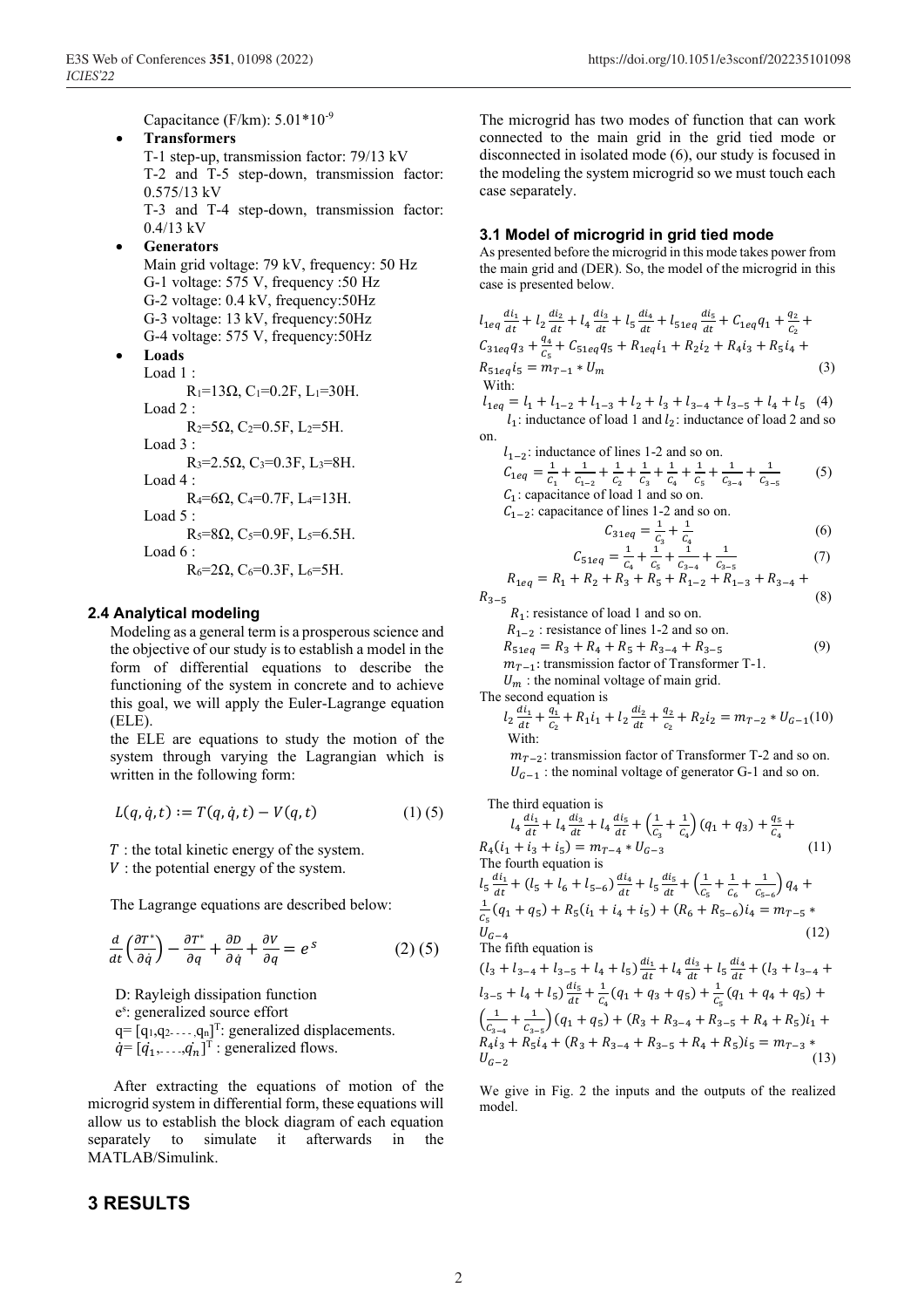Capacitance (F/km): 5.01*10^-9

- **Transformers**

  T-1 step-up, transmission factor: 79/13 kV

  T-2 and T-5 step-down, transmission factor: 0.575/13 kV

  T-3 and T-4 step-down, transmission factor: 0.4/13 kV

- **Generators**

  Main grid voltage: 79 kV, frequency: 50 Hz

  G-1 voltage: 575 V, frequency :50 Hz

  G-2 voltage: 0.4 kV, frequency:50Hz

  G-3 voltage: 13 kV, frequency:50Hz

  G-4 voltage: 575 V, frequency:50Hz

- **Loads**

  Load 1 :

  $R_1$=13Ω, $C_1$=0.2F, $L_1$=30H.

  Load 2 :

  $R_2$=5Ω, $C_2$=0.5F, $L_2$=5H.

  Load 3 :

  $R_3$=2.5Ω, $C_3$=0.3F, $L_3$=8H.

  Load 4 :

  $R_4$=6Ω, $C_4$=0.7F, $L_4$=13H.

  Load 5 :

  $R_5$=8Ω, $C_5$=0.9F, $L_5$=6.5H.

  Load 6 :

  $R_6$=2Ω, $C_6$=0.3F, $L_6$=5H.

### 2.4 Analytical modeling

Modeling as a general term is a prosperous science and the objective of our study is to establish a model in the form of differential equations to describe the functioning of the system in concrete and to achieve this goal, we will apply the Euler-Lagrange equation (ELE).

the ELE are equations to study the motion of the system through varying the Lagrangian which is written in the following form:

$$L(q, \dot{q}, t) := T(q, \dot{q}, t) - V(q, t) \qquad (1)\ (5)$$

$T$ : the total kinetic energy of the system.

$V$ : the potential energy of the system.

The Lagrange equations are described below:

$$\frac{d}{dt}\left(\frac{\partial T^*}{\partial \dot{q}}\right) - \frac{\partial T^*}{\partial q} + \frac{\partial D}{\partial \dot{q}} + \frac{\partial V}{\partial q} = e^s \qquad (2)\ (5)$$

D: Rayleigh dissipation function

$e^s$: generalized source effort

$q = [q_1, q_2, \ldots, q_n]^T$: generalized displacements.

$\dot{q} = [\dot{q}_1, \ldots, \dot{q}_n]^T$ : generalized flows.

After extracting the equations of motion of the microgrid system in differential form, these equations will allow us to establish the block diagram of each equation separately to simulate it afterwards in the MATLAB/Simulink.

## 3 RESULTS

The microgrid has two modes of function that can work connected to the main grid in the grid tied mode or disconnected in isolated mode (6), our study is focused in the modeling the system microgrid so we must touch each case separately.

### 3.1 Model of microgrid in grid tied mode

As presented before the microgrid in this mode takes power from the main grid and (DER). So, the model of the microgrid in this case is presented below.

$$l_{1eq}\frac{di_1}{dt} + l_2\frac{di_2}{dt} + l_4\frac{di_3}{dt} + l_5\frac{di_4}{dt} + l_{51eq}\frac{di_5}{dt} + C_{1eq}q_1 + \frac{q_2}{C_2} + C_{31eq}q_3 + \frac{q_4}{C_5} + C_{51eq}q_5 + R_{1eq}i_1 + R_2 i_2 + R_4 i_3 + R_5 i_4 + R_{51eq}i_5 = m_{T-1} * U_m \qquad (3)$$

With:

$$l_{1eq} = l_1 + l_{1-2} + l_{1-3} + l_2 + l_3 + l_{3-4} + l_{3-5} + l_4 + l_5 \qquad (4)$$

$l_1$: inductance of load 1 and $l_2$: inductance of load 2 and so on.

$l_{1-2}$: inductance of lines 1-2 and so on.

$$C_{1eq} = \frac{1}{C_1} + \frac{1}{C_{1-2}} + \frac{1}{C_2} + \frac{1}{C_3} + \frac{1}{C_4} + \frac{1}{C_5} + \frac{1}{C_{3-4}} + \frac{1}{C_{3-5}} \qquad (5)$$

$C_1$: capacitance of load 1 and so on.

$C_{1-2}$: capacitance of lines 1-2 and so on.

$$C_{31eq} = \frac{1}{C_3} + \frac{1}{C_4} \qquad (6)$$

$$C_{51eq} = \frac{1}{C_4} + \frac{1}{C_5} + \frac{1}{C_{3-4}} + \frac{1}{C_{3-5}} \qquad (7)$$

$$R_{1eq} = R_1 + R_2 + R_3 + R_5 + R_{1-2} + R_{1-3} + R_{3-4} + R_{3-5} \qquad (8)$$

$R_1$: resistance of load 1 and so on.

$R_{1-2}$ : resistance of lines 1-2 and so on.

$$R_{51eq} = R_3 + R_4 + R_5 + R_{3-4} + R_{3-5} \qquad (9)$$

$m_{T-1}$: transmission factor of Transformer T-1.

$U_m$ : the nominal voltage of main grid.

The second equation is

$$l_2\frac{di_1}{dt} + \frac{q_1}{C_2} + R_1 i_1 + l_2\frac{di_2}{dt} + \frac{q_2}{c_2} + R_2 i_2 = m_{T-2} * U_{G-1} \qquad (10)$$

With:

$m_{T-2}$: transmission factor of Transformer T-2 and so on.

$U_{G-1}$ : the nominal voltage of generator G-1 and so on.

The third equation is

$$l_4\frac{di_1}{dt} + l_4\frac{di_3}{dt} + l_4\frac{di_5}{dt} + \left(\frac{1}{C_3} + \frac{1}{C_4}\right)(q_1 + q_3) + \frac{q_5}{C_4} + R_4(i_1 + i_3 + i_5) = m_{T-4} * U_{G-3} \qquad (11)$$

The fourth equation is

$$l_5\frac{di_1}{dt} + (l_5 + l_6 + l_{5-6})\frac{di_4}{dt} + l_5\frac{di_5}{dt} + \left(\frac{1}{C_5} + \frac{1}{C_6} + \frac{1}{C_{5-6}}\right)q_4 + \frac{1}{C_5}(q_1 + q_5) + R_5(i_1 + i_4 + i_5) + (R_6 + R_{5-6})i_4 = m_{T-5} * U_{G-4} \qquad (12)$$

The fifth equation is

$$(l_3 + l_{3-4} + l_{3-5} + l_4 + l_5)\frac{di_1}{dt} + l_4\frac{di_3}{dt} + l_5\frac{di_4}{dt} + (l_3 + l_{3-4} + l_{3-5} + l_4 + l_5)\frac{di_5}{dt} + \frac{1}{C_4}(q_1 + q_3 + q_5) + \frac{1}{C_5}(q_1 + q_4 + q_5) + \left(\frac{1}{C_{3-4}} + \frac{1}{C_{3-5}}\right)(q_1 + q_5) + (R_3 + R_{3-4} + R_{3-5} + R_4 + R_5)i_1 + R_4 i_3 + R_5 i_4 + (R_3 + R_{3-4} + R_{3-5} + R_4 + R_5)i_5 = m_{T-3} * U_{G-2} \qquad (13)$$

We give in Fig. 2 the inputs and the outputs of the realized model.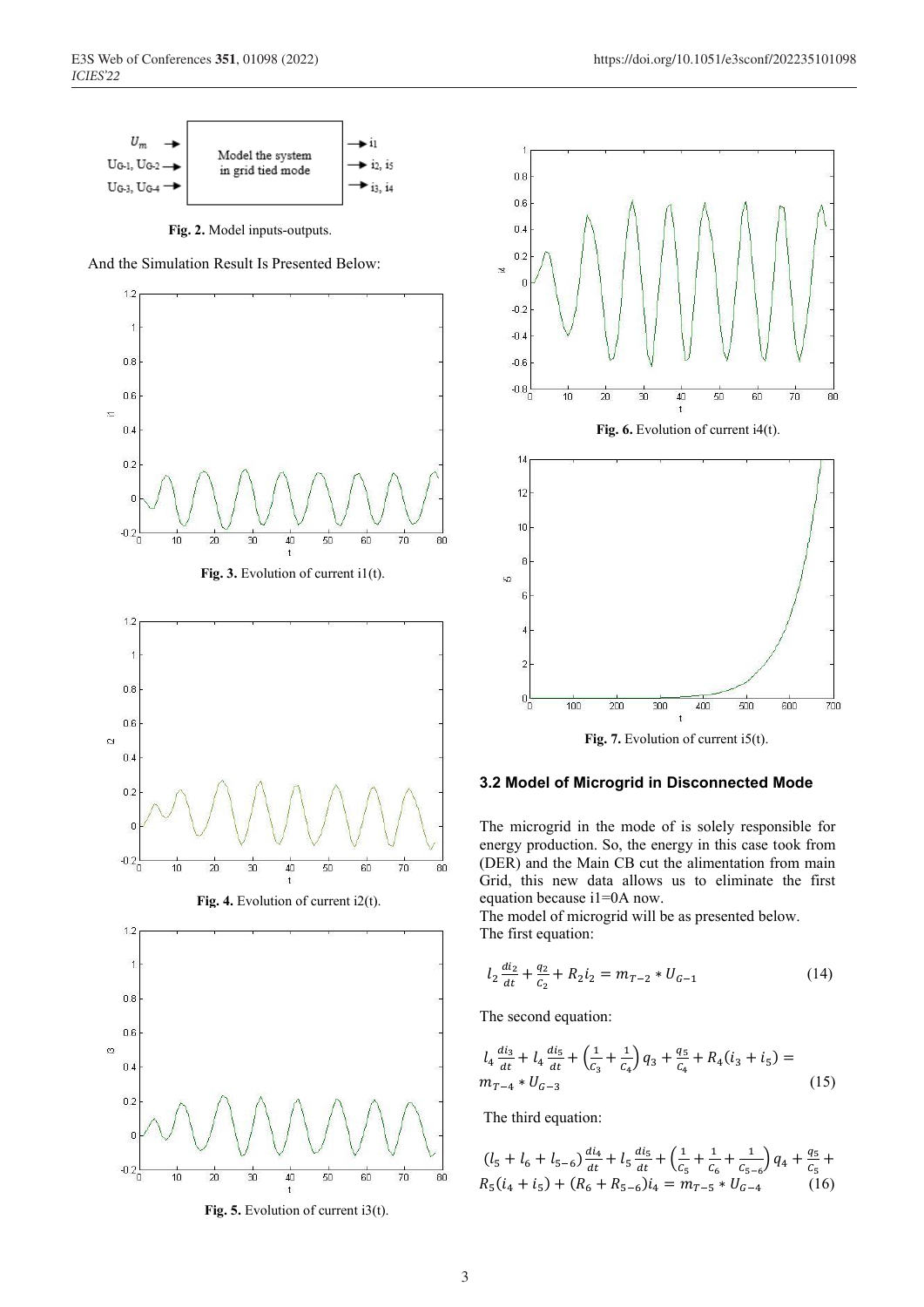Fig. 2. Model inputs-outputs.

And the Simulation Result Is Presented Below:

Fig. 3. Evolution of current i1(t).

Fig. 4. Evolution of current i2(t).

Fig. 5. Evolution of current i3(t).

Fig. 6. Evolution of current i4(t).

Fig. 7. Evolution of current i5(t).

### 3.2 Model of Microgrid in Disconnected Mode

The microgrid in the mode of is solely responsible for energy production. So, the energy in this case took from (DER) and the Main CB cut the alimentation from main Grid, this new data allows us to eliminate the first equation because i1=0A now.

The model of microgrid will be as presented below.

The first equation:

$$l_2 \frac{di_2}{dt} + \frac{q_2}{C_2} + R_2 i_2 = m_{T-2} * U_{G-1} \tag{14}$$

The second equation:

$$l_4 \frac{di_3}{dt} + l_4 \frac{di_5}{dt} + \left(\frac{1}{C_3} + \frac{1}{C_4}\right) q_3 + \frac{q_5}{C_4} + R_4(i_3 + i_5) = m_{T-4} * U_{G-3} \tag{15}$$

The third equation:

$$(l_5 + l_6 + l_{5-6}) \frac{di_4}{dt} + l_5 \frac{di_5}{dt} + \left(\frac{1}{C_5} + \frac{1}{C_6} + \frac{1}{C_{5-6}}\right) q_4 + \frac{q_5}{C_5} + R_5(i_4 + i_5) + (R_6 + R_{5-6}) i_4 = m_{T-5} * U_{G-4} \tag{16}$$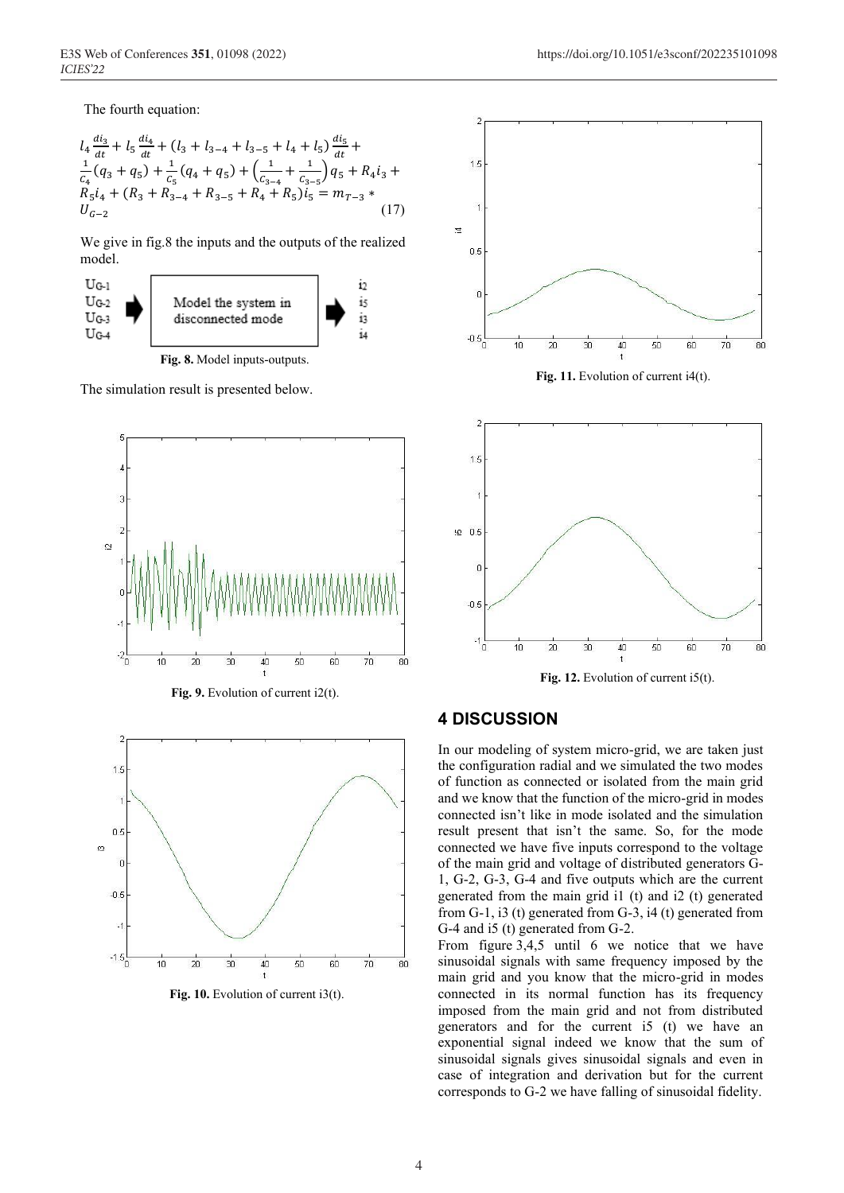The fourth equation:

$$l_4 \frac{di_3}{dt} + l_5 \frac{di_4}{dt} + (l_3 + l_{3-4} + l_{3-5} + l_4 + l_5) \frac{di_5}{dt} + \frac{1}{C_4}(q_3 + q_5) + \frac{1}{C_5}(q_4 + q_5) + \left(\frac{1}{C_{3-4}} + \frac{1}{C_{3-5}}\right) q_5 + R_4 i_3 + R_5 i_4 + (R_3 + R_{3-4} + R_{3-5} + R_4 + R_5) i_5 = m_{T-3} * U_{G-2} \tag{17}$$

We give in fig.8 the inputs and the outputs of the realized model.

| Inputs | Model | Outputs |
| --- | --- | --- |
| $U_{G-1}$, $U_{G-2}$, $U_{G-3}$, $U_{G-4}$ | Model the system in disconnected mode | $i_2$, $i_5$, $i_3$, $i_4$ |

**Fig. 8.** Model inputs-outputs.

The simulation result is presented below.

**Fig. 9.** Evolution of current i2(t).

**Fig. 10.** Evolution of current i3(t).

**Fig. 11.** Evolution of current i4(t).

**Fig. 12.** Evolution of current i5(t).

## 4 DISCUSSION

In our modeling of system micro-grid, we are taken just the configuration radial and we simulated the two modes of function as connected or isolated from the main grid and we know that the function of the micro-grid in modes connected isn't like in mode isolated and the simulation result present that isn't the same. So, for the mode connected we have five inputs correspond to the voltage of the main grid and voltage of distributed generators G-1, G-2, G-3, G-4 and five outputs which are the current generated from the main grid i1 (t) and i2 (t) generated from G-1, i3 (t) generated from G-3, i4 (t) generated from G-4 and i5 (t) generated from G-2.

From figure 3,4,5 until 6 we notice that we have sinusoidal signals with same frequency imposed by the main grid and you know that the micro-grid in modes connected in its normal function has its frequency imposed from the main grid and not from distributed generators and for the current i5 (t) we have an exponential signal indeed we know that the sum of sinusoidal signals gives sinusoidal signals and even in case of integration and derivation but for the current corresponds to G-2 we have falling of sinusoidal fidelity.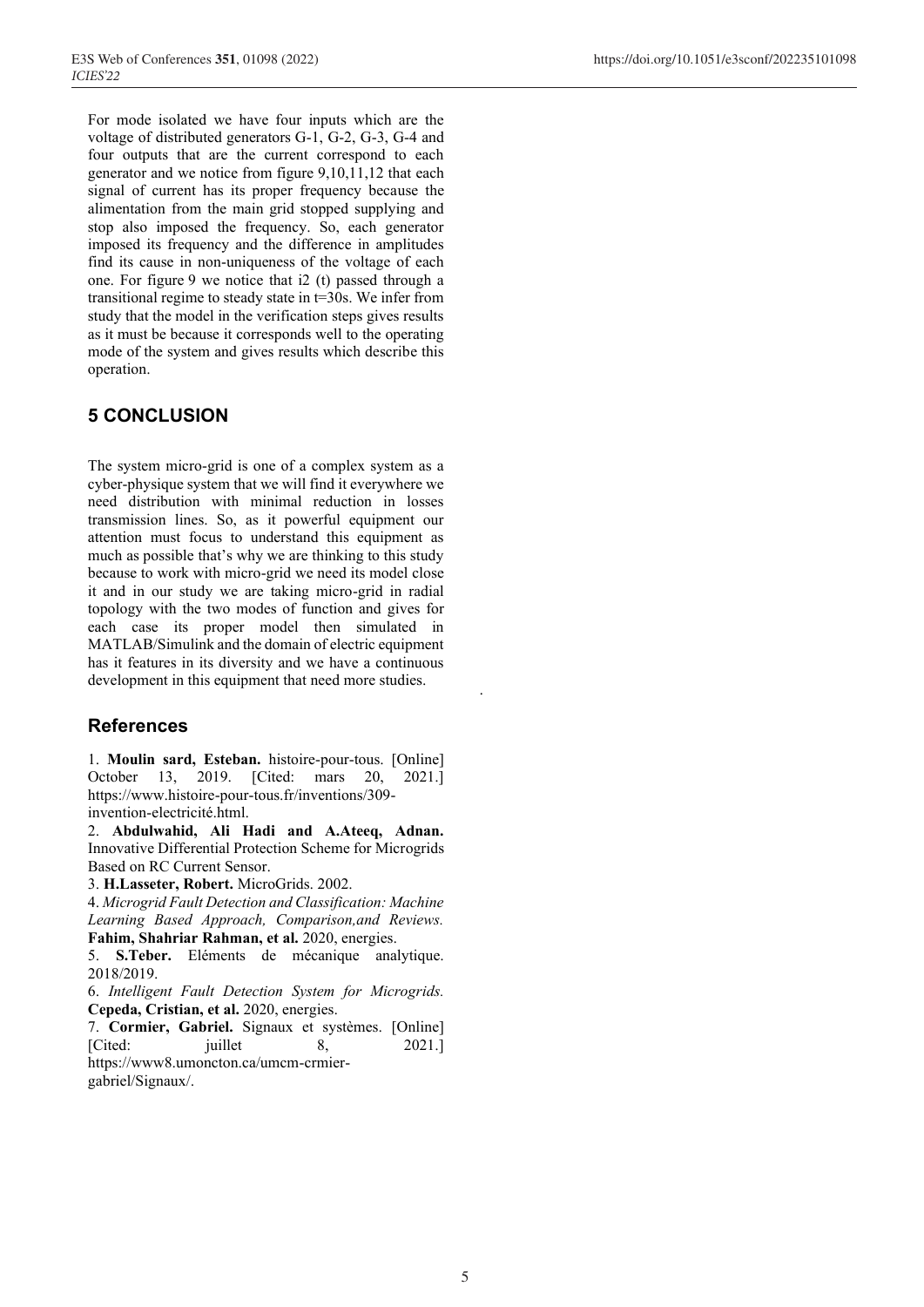For mode isolated we have four inputs which are the voltage of distributed generators G-1, G-2, G-3, G-4 and four outputs that are the current correspond to each generator and we notice from figure 9,10,11,12 that each signal of current has its proper frequency because the alimentation from the main grid stopped supplying and stop also imposed the frequency. So, each generator imposed its frequency and the difference in amplitudes find its cause in non-uniqueness of the voltage of each one. For figure 9 we notice that i2 (t) passed through a transitional regime to steady state in t=30s. We infer from study that the model in the verification steps gives results as it must be because it corresponds well to the operating mode of the system and gives results which describe this operation.

# 5 CONCLUSION

The system micro-grid is one of a complex system as a cyber-physique system that we will find it everywhere we need distribution with minimal reduction in losses transmission lines. So, as it powerful equipment our attention must focus to understand this equipment as much as possible that's why we are thinking to this study because to work with micro-grid we need its model close it and in our study we are taking micro-grid in radial topology with the two modes of function and gives for each case its proper model then simulated in MATLAB/Simulink and the domain of electric equipment has it features in its diversity and we have a continuous development in this equipment that need more studies.

## References

1. **Moulin sard, Esteban.** histoire-pour-tous. [Online] October 13, 2019. [Cited: mars 20, 2021.] https://www.histoire-pour-tous.fr/inventions/309-invention-electricité.html.
2. **Abdulwahid, Ali Hadi and A.Ateeq, Adnan.** Innovative Differential Protection Scheme for Microgrids Based on RC Current Sensor.
3. **H.Lasseter, Robert.** MicroGrids. 2002.
4. *Microgrid Fault Detection and Classification: Machine Learning Based Approach, Comparison,and Reviews.* **Fahim, Shahriar Rahman, et al.** 2020, energies.
5. **S.Teber.** Eléments de mécanique analytique. 2018/2019.
6. *Intelligent Fault Detection System for Microgrids.* **Cepeda, Cristian, et al.** 2020, energies.
7. **Cormier, Gabriel.** Signaux et systèmes. [Online] [Cited: juillet 8, 2021.] https://www8.umoncton.ca/umcm-crmier-gabriel/Signaux/.